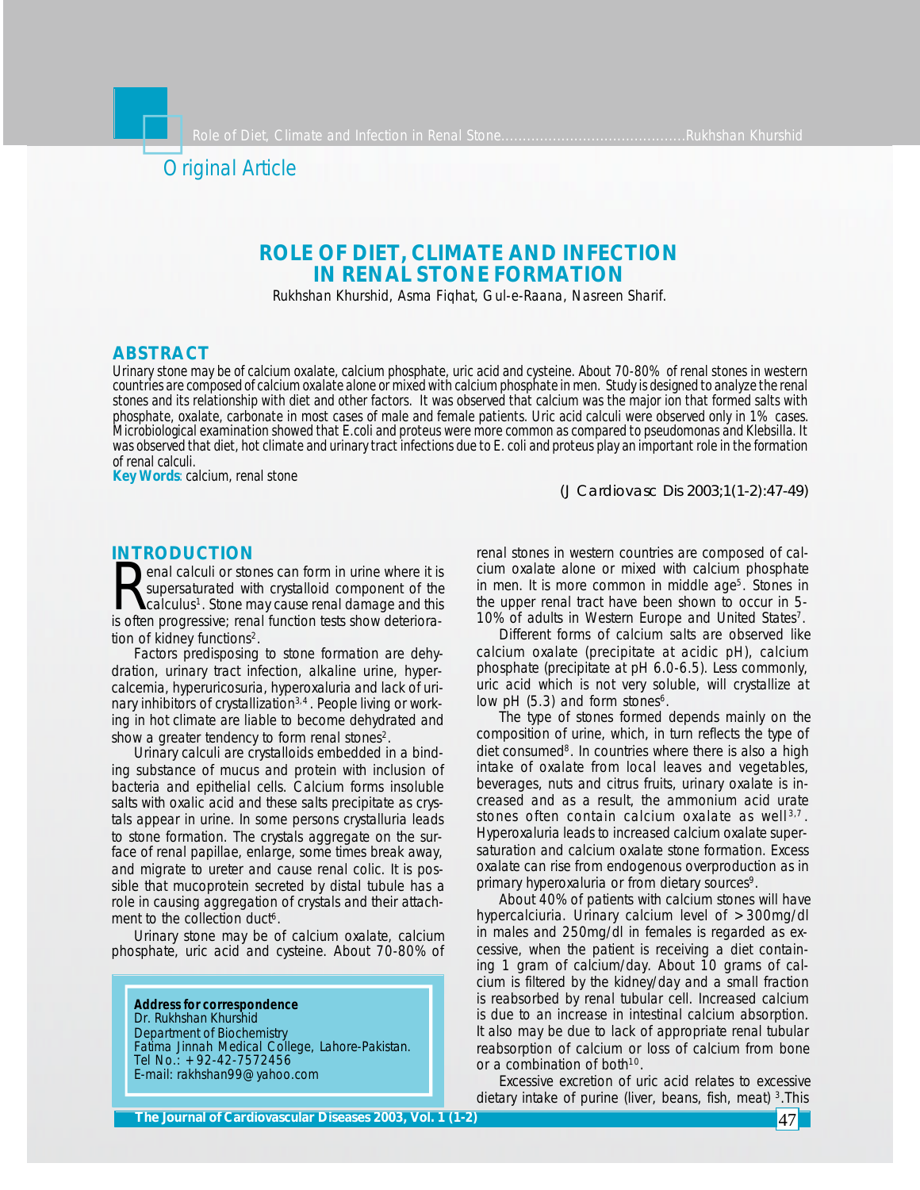Original Article

# ROLE OF DIET, CLIMATE AND INFECTION IN RENAL STONE FORMATION

Rukhshan Khurshid, Asma Fiqhat, Gul-e-Raana, Nasreen Sharif.

## ABSTRACT

Urinary stone may be of calcium oxalate, calcium phosphate, uric acid and cysteine. About 70-80% of renal stones in western countries are composed of calcium oxalate alone or mixed with calcium phosphate in men. Study is designed to analyze the renal stones and its relationship with diet and other factors. It was observed that calcium was the major ion that formed salts with phosphate, oxalate, carbonate in most cases of male and female patients. Uric acid calculi were observed only in 1% cases. Microbiological examination showed that E.coli and proteus were more common as compared to pseudomonas and Klebsilla. It was observed that diet, hot climate and urinary tract infections due to E. coli and proteus play an important role in the formation of renal calculi.

**Key Words**: calcium, renal stone

(J Cardiovasc Dis 2003;1(1-2):47-49)

## INTRODUCTION

Renal calculi or stones can form in urine where it is supersaturated with crystalloid component of the calculus[1]. Stone may cause renal damage and this is often progressive; renal function tests show deterioration of kidney functions[2].

Factors predisposing to stone formation are dehydration, urinary tract infection, alkaline urine, hypercalcemia, hyperuricosuria, hyperoxaluria and lack of urinary inhibitors of crystallization[3,4]. People living or working in hot climate are liable to become dehydrated and show a greater tendency to form renal stones[2].

Urinary calculi are crystalloids embedded in a binding substance of mucus and protein with inclusion of bacteria and epithelial cells. Calcium forms insoluble salts with oxalic acid and these salts precipitate as crystals appear in urine. In some persons crystalluria leads to stone formation. The crystals aggregate on the surface of renal papillae, enlarge, some times break away, and migrate to ureter and cause renal colic. It is possible that mucoprotein secreted by distal tubule has a role in causing aggregation of crystals and their attachment to the collection duct[6].

Urinary stone may be of calcium oxalate, calcium phosphate, uric acid and cysteine. About 70-80% of renal stones in western countries are composed of calcium oxalate alone or mixed with calcium phosphate in men. It is more common in middle age[5]. Stones in the upper renal tract have been shown to occur in 5-10% of adults in Western Europe and United States[7].

Different forms of calcium salts are observed like calcium oxalate (precipitate at acidic pH), calcium phosphate (precipitate at pH 6.0-6.5). Less commonly, uric acid which is not very soluble, will crystallize at low pH (5.3) and form stones[6].

The type of stones formed depends mainly on the composition of urine, which, in turn reflects the type of diet consumed[8]. In countries where there is also a high intake of oxalate from local leaves and vegetables, beverages, nuts and citrus fruits, urinary oxalate is increased and as a result, the ammonium acid urate stones often contain calcium oxalate as well[3,7]. Hyperoxaluria leads to increased calcium oxalate supersaturation and calcium oxalate stone formation. Excess oxalate can rise from endogenous overproduction as in primary hyperoxaluria or from dietary sources[9].

About 40% of patients with calcium stones will have hypercalciuria. Urinary calcium level of >300mg/dl in males and 250mg/dl in females is regarded as excessive, when the patient is receiving a diet containing 1 gram of calcium/day. About 10 grams of calcium is filtered by the kidney/day and a small fraction is reabsorbed by renal tubular cell. Increased calcium is due to an increase in intestinal calcium absorption. It also may be due to lack of appropriate renal tubular reabsorption of calcium or loss of calcium from bone or a combination of both[10].

Excessive excretion of uric acid relates to excessive dietary intake of purine (liver, beans, fish, meat)[3]. This

**Address for correspondence**
Dr. Rukhshan Khurshid
Department of Biochemistry
Fatima Jinnah Medical College, Lahore-Pakistan.
Tel No.: +92-42-7572456
E-mail: rakhshan99@yahoo.com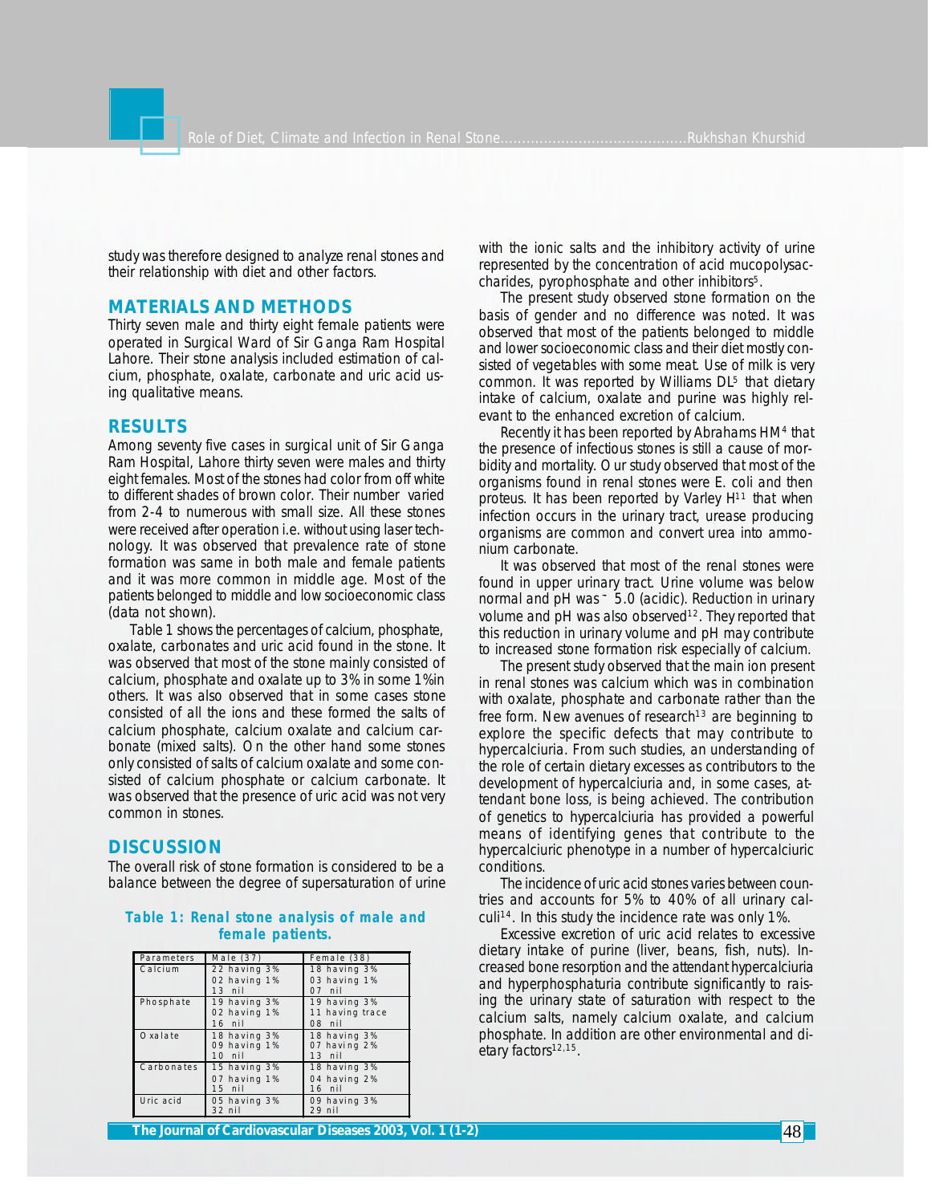study was therefore designed to analyze renal stones and their relationship with diet and other factors.

## MATERIALS AND METHODS

Thirty seven male and thirty eight female patients were operated in Surgical Ward of Sir Ganga Ram Hospital Lahore. Their stone analysis included estimation of calcium, phosphate, oxalate, carbonate and uric acid using qualitative means.

## RESULTS

Among seventy five cases in surgical unit of Sir Ganga Ram Hospital, Lahore thirty seven were males and thirty eight females. Most of the stones had color from off white to different shades of brown color. Their number varied from 2-4 to numerous with small size. All these stones were received after operation i.e. without using laser technology. It was observed that prevalence rate of stone formation was same in both male and female patients and it was more common in middle age. Most of the patients belonged to middle and low socioeconomic class (data not shown).

Table 1 shows the percentages of calcium, phosphate, oxalate, carbonates and uric acid found in the stone. It was observed that most of the stone mainly consisted of calcium, phosphate and oxalate up to 3% in some 1%in others. It was also observed that in some cases stone consisted of all the ions and these formed the salts of calcium phosphate, calcium oxalate and calcium carbonate (mixed salts). On the other hand some stones only consisted of salts of calcium oxalate and some consisted of calcium phosphate or calcium carbonate. It was observed that the presence of uric acid was not very common in stones.

## DISCUSSION

The overall risk of stone formation is considered to be a balance between the degree of supersaturation of urine with the ionic salts and the inhibitory activity of urine represented by the concentration of acid mucopolysaccharides, pyrophosphate and other inhibitors[5].

The present study observed stone formation on the basis of gender and no difference was noted. It was observed that most of the patients belonged to middle and lower socioeconomic class and their diet mostly consisted of vegetables with some meat. Use of milk is very common. It was reported by Williams DL[5] that dietary intake of calcium, oxalate and purine was highly relevant to the enhanced excretion of calcium.

Recently it has been reported by Abrahams HM[4] that the presence of infectious stones is still a cause of morbidity and mortality. Our study observed that most of the organisms found in renal stones were E. coli and then proteus. It has been reported by Varley H[11] that when infection occurs in the urinary tract, urease producing organisms are common and convert urea into ammonium carbonate.

It was observed that most of the renal stones were found in upper urinary tract. Urine volume was below normal and pH was ˜ 5.0 (acidic). Reduction in urinary volume and pH was also observed[12]. They reported that this reduction in urinary volume and pH may contribute to increased stone formation risk especially of calcium.

The present study observed that the main ion present in renal stones was calcium which was in combination with oxalate, phosphate and carbonate rather than the free form. New avenues of research[13] are beginning to explore the specific defects that may contribute to hypercalciuria. From such studies, an understanding of the role of certain dietary excesses as contributors to the development of hypercalciuria and, in some cases, attendant bone loss, is being achieved. The contribution of genetics to hypercalciuria has provided a powerful means of identifying genes that contribute to the hypercalciuric phenotype in a number of hypercalciuric conditions.

The incidence of uric acid stones varies between countries and accounts for 5% to 40% of all urinary calculi[14]. In this study the incidence rate was only 1%.

Excessive excretion of uric acid relates to excessive dietary intake of purine (liver, beans, fish, nuts). Increased bone resorption and the attendant hypercalciuria and hyperphosphaturia contribute significantly to raising the urinary state of saturation with respect to the calcium salts, namely calcium oxalate, and calcium phosphate. In addition are other environmental and dietary factors[12,15].

**Table 1: Renal stone analysis of male and female patients.**

| Parameters | Male (37) | Female (38) |
|---|---|---|
| Calcium | 22 having 3%<br>02 having 1%<br>13 nil | 18 having 3%<br>03 having 1%<br>07 nil |
| Phosphate | 19 having 3%<br>02 having 1%<br>16 nil | 19 having 3%<br>11 having trace<br>08 nil |
| Oxalate | 18 having 3%<br>09 having 1%<br>10 nil | 18 having 3%<br>07 having 2%<br>13 nil |
| Carbonates | 15 having 3%<br>07 having 1%<br>15 nil | 18 having 3%<br>04 having 2%<br>16 nil |
| Uric acid | 05 having 3%<br>32 nil | 09 having 3%<br>29 nil |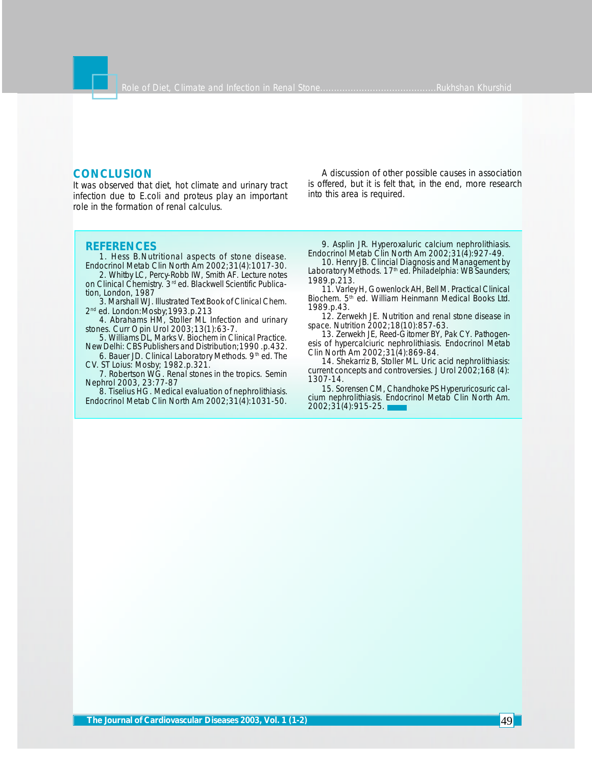## CONCLUSION

It was observed that diet, hot climate and urinary tract infection due to E.coli and proteus play an important role in the formation of renal calculus.

A discussion of other possible causes in association is offered, but it is felt that, in the end, more research into this area is required.

## REFERENCES

1. Hess B.Nutritional aspects of stone disease. Endocrinol Metab Clin North Am 2002;31(4):1017-30.
2. Whitby LC, Percy-Robb IW, Smith AF. Lecture notes on Clinical Chemistry. 3rd ed. Blackwell Scientific Publication, London, 1987
3. Marshall WJ. Illustrated Text Book of Clinical Chem. 2nd ed. London:Mosby;1993.p.213
4. Abrahams HM, Stoller ML Infection and urinary stones. Curr Opin Urol 2003;13(1):63-7.
5. Williams DL, Marks V. Biochem in Clinical Practice. New Delhi: CBS Publishers and Distribution;1990 .p.432.
6. Bauer JD. Clinical Laboratory Methods. 9th ed. The CV. ST Loius: Mosby; 1982.p.321.
7. Robertson WG. Renal stones in the tropics. Semin Nephrol 2003, 23:77-87
8. Tiselius HG. Medical evaluation of nephrolithiasis. Endocrinol Metab Clin North Am 2002;31(4):1031-50.
9. Asplin JR. Hyperoxaluric calcium nephrolithiasis. Endocrinol Metab Clin North Am 2002;31(4):927-49.
10. Henry JB. Clincial Diagnosis and Management by Laboratory Methods. 17th ed. Philadelphia: WB Saunders; 1989.p.213.
11. Varley H, Gowenlock AH, Bell M. Practical Clinical Biochem. 5th ed. William Heinmann Medical Books Ltd. 1989.p.43.
12. Zerwekh JE. Nutrition and renal stone disease in space. Nutrition 2002;18(10):857-63.
13. Zerwekh JE, Reed-Gitomer BY, Pak CY. Pathogenesis of hypercalciuric nephrolithiasis. Endocrinol Metab Clin North Am 2002;31(4):869-84.
14. Shekarriz B, Stoller ML. Uric acid nephrolithiasis: current concepts and controversies. J Urol 2002;168 (4): 1307-14.
15. Sorensen CM, Chandhoke PS Hyperuricosuric calcium nephrolithiasis. Endocrinol Metab Clin North Am. 2002;31(4):915-25.